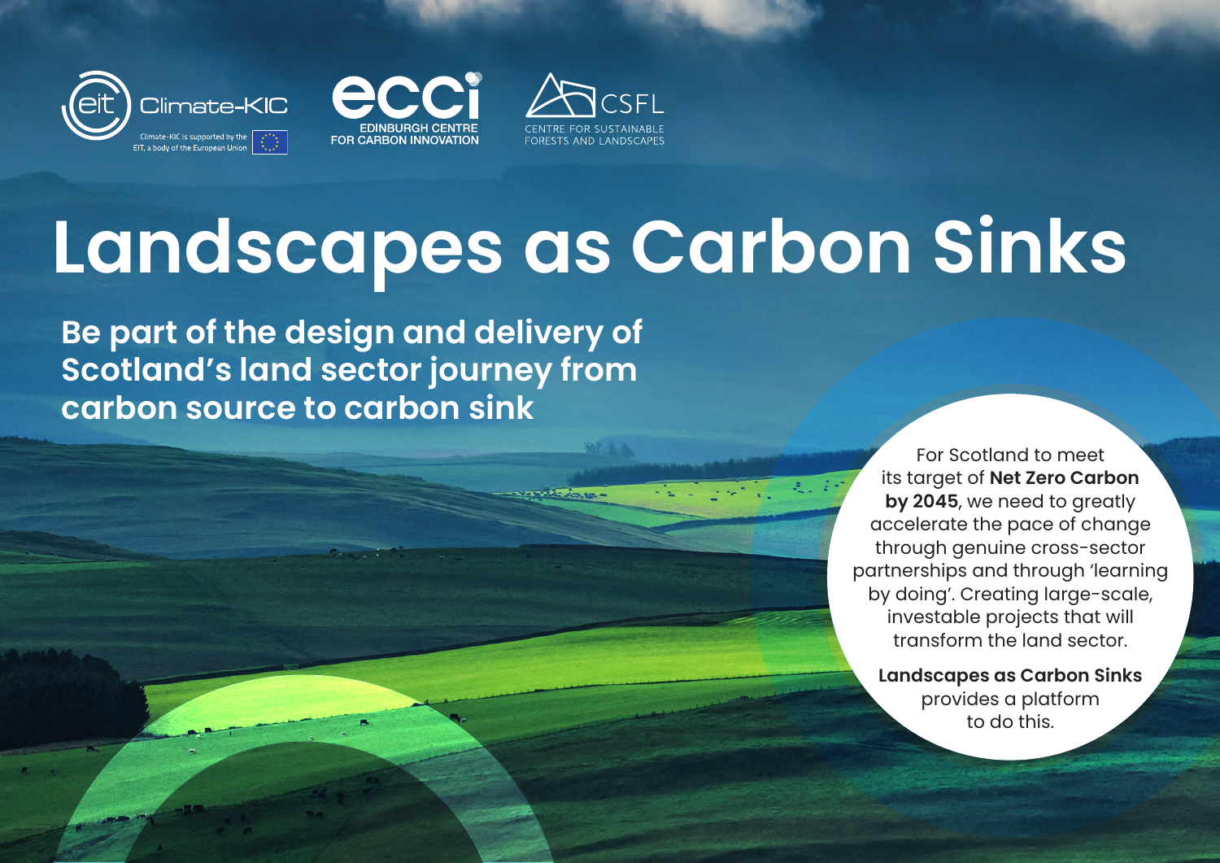Climate-KIC

Climate-KIC is supported by the EIT, a body of the European Union

EDINBURGH CENTRE FOR CARBON INNOVATION

CSFL CENTRE FOR SUSTAINABLE FORESTS AND LANDSCAPES

# Landscapes as Carbon Sinks

## Be part of the design and delivery of Scotland's land sector journey from carbon source to carbon sink

For Scotland to meet its target of **Net Zero Carbon by 2045**, we need to greatly accelerate the pace of change through genuine cross-sector partnerships and through 'learning by doing'. Creating large-scale, investable projects that will transform the land sector.

**Landscapes as Carbon Sinks** provides a platform to do this.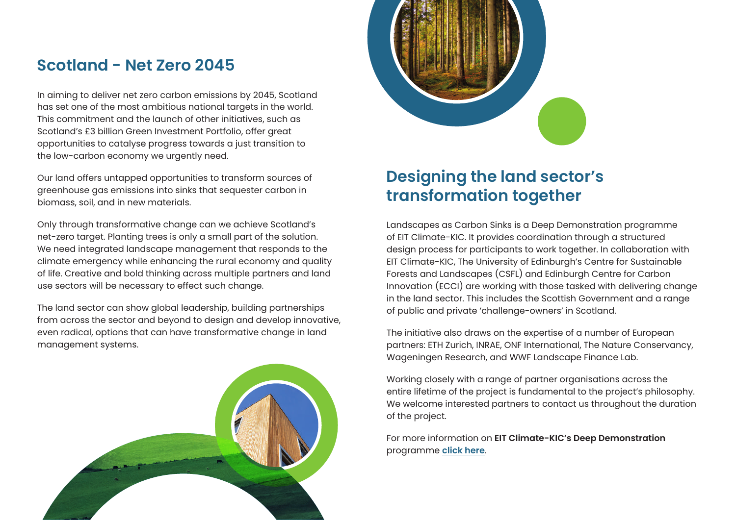## Scotland - Net Zero 2045

In aiming to deliver net zero carbon emissions by 2045, Scotland has set one of the most ambitious national targets in the world. This commitment and the launch of other initiatives, such as Scotland's £3 billion Green Investment Portfolio, offer great opportunities to catalyse progress towards a just transition to the low-carbon economy we urgently need.

Our land offers untapped opportunities to transform sources of greenhouse gas emissions into sinks that sequester carbon in biomass, soil, and in new materials.

Only through transformative change can we achieve Scotland's net-zero target. Planting trees is only a small part of the solution. We need integrated landscape management that responds to the climate emergency while enhancing the rural economy and quality of life. Creative and bold thinking across multiple partners and land use sectors will be necessary to effect such change.

The land sector can show global leadership, building partnerships from across the sector and beyond to design and develop innovative, even radical, options that can have transformative change in land management systems.

## Designing the land sector's transformation together

Landscapes as Carbon Sinks is a Deep Demonstration programme of EIT Climate-KIC. It provides coordination through a structured design process for participants to work together. In collaboration with EIT Climate-KIC, The University of Edinburgh's Centre for Sustainable Forests and Landscapes (CSFL) and Edinburgh Centre for Carbon Innovation (ECCI) are working with those tasked with delivering change in the land sector. This includes the Scottish Government and a range of public and private 'challenge-owners' in Scotland.

The initiative also draws on the expertise of a number of European partners: ETH Zurich, INRAE, ONF International, The Nature Conservancy, Wageningen Research, and WWF Landscape Finance Lab.

Working closely with a range of partner organisations across the entire lifetime of the project is fundamental to the project's philosophy. We welcome interested partners to contact us throughout the duration of the project.

For more information on **EIT Climate-KIC's Deep Demonstration** programme **click here**.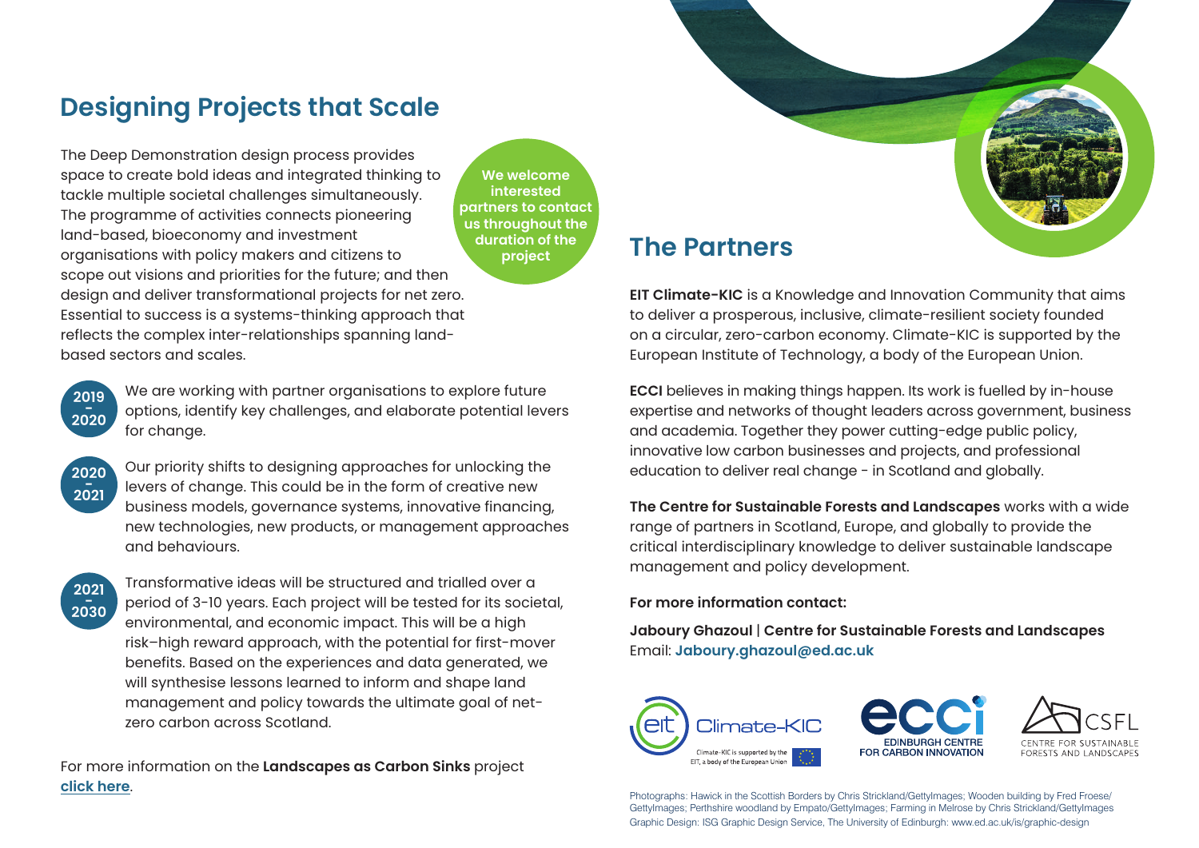## Designing Projects that Scale

The Deep Demonstration design process provides space to create bold ideas and integrated thinking to tackle multiple societal challenges simultaneously. The programme of activities connects pioneering land-based, bioeconomy and investment organisations with policy makers and citizens to scope out visions and priorities for the future; and then design and deliver transformational projects for net zero. Essential to success is a systems-thinking approach that reflects the complex inter-relationships spanning land-based sectors and scales.

**We welcome interested partners to contact us throughout the duration of the project**

**2019 - 2020** We are working with partner organisations to explore future options, identify key challenges, and elaborate potential levers for change.

**2020 - 2021** Our priority shifts to designing approaches for unlocking the levers of change. This could be in the form of creative new business models, governance systems, innovative financing, new technologies, new products, or management approaches and behaviours.

**2021 - 2030** Transformative ideas will be structured and trialled over a period of 3-10 years. Each project will be tested for its societal, environmental, and economic impact. This will be a high risk–high reward approach, with the potential for first-mover benefits. Based on the experiences and data generated, we will synthesise lessons learned to inform and shape land management and policy towards the ultimate goal of net-zero carbon across Scotland.

For more information on the **Landscapes as Carbon Sinks** project **click here**.

## The Partners

**EIT Climate-KIC** is a Knowledge and Innovation Community that aims to deliver a prosperous, inclusive, climate-resilient society founded on a circular, zero-carbon economy. Climate-KIC is supported by the European Institute of Technology, a body of the European Union.

**ECCI** believes in making things happen. Its work is fuelled by in-house expertise and networks of thought leaders across government, business and academia. Together they power cutting-edge public policy, innovative low carbon businesses and projects, and professional education to deliver real change - in Scotland and globally.

**The Centre for Sustainable Forests and Landscapes** works with a wide range of partners in Scotland, Europe, and globally to provide the critical interdisciplinary knowledge to deliver sustainable landscape management and policy development.

**For more information contact:**

**Jaboury Ghazoul | Centre for Sustainable Forests and Landscapes**
Email: **Jaboury.ghazoul@ed.ac.uk**

eit Climate-KIC — Climate-KIC is supported by the EIT, a body of the European Union

ecci — EDINBURGH CENTRE FOR CARBON INNOVATION

CSFL — CENTRE FOR SUSTAINABLE FORESTS AND LANDSCAPES

Photographs: Hawick in the Scottish Borders by Chris Strickland/GettyImages; Wooden building by Fred Froese/GettyImages; Perthshire woodland by Empato/GettyImages; Farming in Melrose by Chris Strickland/GettyImages
Graphic Design: ISG Graphic Design Service, The University of Edinburgh: www.ed.ac.uk/is/graphic-design